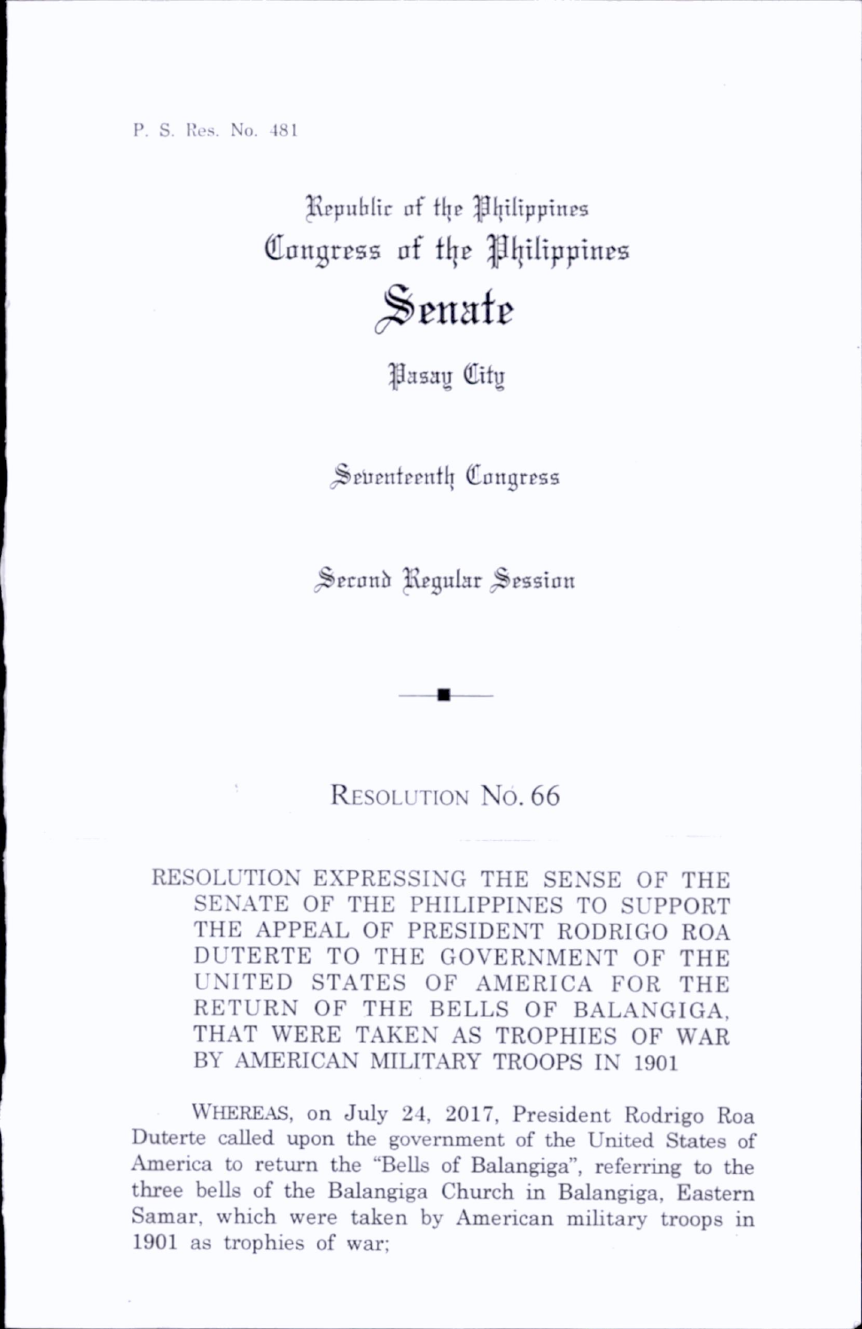P. S. Res. No. 481

Republic of the Philippines
Congress of the Philippines

# Senate

Pasay City

Seventeenth Congress

Second Regular Session

## Resolution No. 66

RESOLUTION EXPRESSING THE SENSE OF THE SENATE OF THE PHILIPPINES TO SUPPORT THE APPEAL OF PRESIDENT RODRIGO ROA DUTERTE TO THE GOVERNMENT OF THE UNITED STATES OF AMERICA FOR THE RETURN OF THE BELLS OF BALANGIGA, THAT WERE TAKEN AS TROPHIES OF WAR BY AMERICAN MILITARY TROOPS IN 1901

WHEREAS, on July 24, 2017, President Rodrigo Roa Duterte called upon the government of the United States of America to return the "Bells of Balangiga", referring to the three bells of the Balangiga Church in Balangiga, Eastern Samar, which were taken by American military troops in 1901 as trophies of war;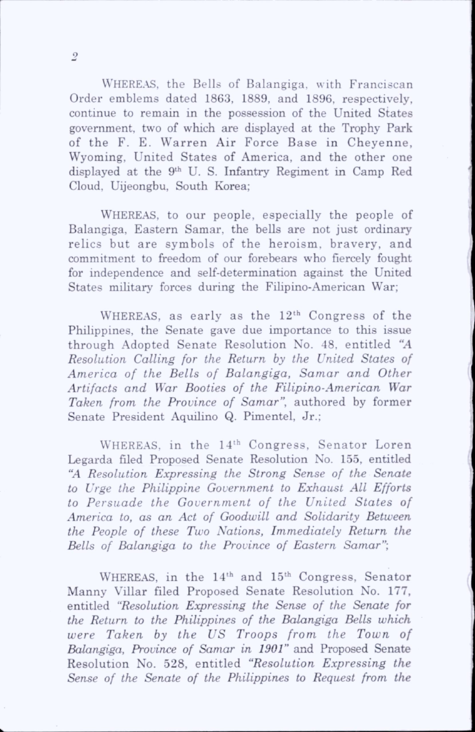WHEREAS, the Bells of Balangiga, with Franciscan Order emblems dated 1863, 1889, and 1896, respectively, continue to remain in the possession of the United States government, two of which are displayed at the Trophy Park of the F. E. Warren Air Force Base in Cheyenne, Wyoming, United States of America, and the other one displayed at the 9th U. S. Infantry Regiment in Camp Red Cloud, Uijeongbu, South Korea;

WHEREAS, to our people, especially the people of Balangiga, Eastern Samar, the bells are not just ordinary relics but are symbols of the heroism, bravery, and commitment to freedom of our forebears who fiercely fought for independence and self-determination against the United States military forces during the Filipino-American War;

WHEREAS, as early as the 12th Congress of the Philippines, the Senate gave due importance to this issue through Adopted Senate Resolution No. 48, entitled *"A Resolution Calling for the Return by the United States of America of the Bells of Balangiga, Samar and Other Artifacts and War Booties of the Filipino-American War Taken from the Province of Samar"*, authored by former Senate President Aquilino Q. Pimentel, Jr.;

WHEREAS, in the 14th Congress, Senator Loren Legarda filed Proposed Senate Resolution No. 155, entitled *"A Resolution Expressing the Strong Sense of the Senate to Urge the Philippine Government to Exhaust All Efforts to Persuade the Government of the United States of America to, as an Act of Goodwill and Solidarity Between the People of these Two Nations, Immediately Return the Bells of Balangiga to the Province of Eastern Samar"*;

WHEREAS, in the 14th and 15th Congress, Senator Manny Villar filed Proposed Senate Resolution No. 177, entitled *"Resolution Expressing the Sense of the Senate for the Return to the Philippines of the Balangiga Bells which were Taken by the US Troops from the Town of Balangiga, Province of Samar in 1901"* and Proposed Senate Resolution No. 528, entitled *"Resolution Expressing the Sense of the Senate of the Philippines to Request from the*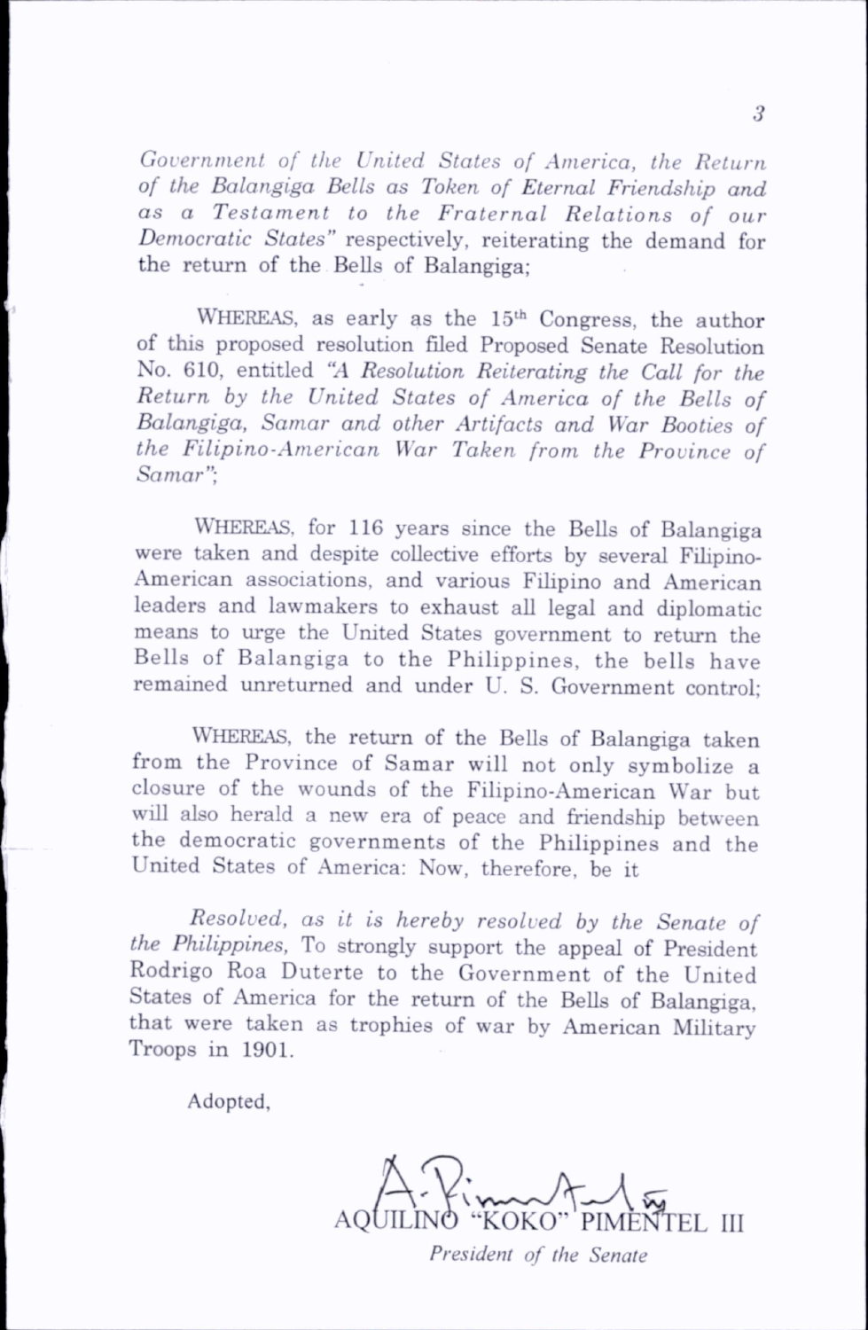*Government of the United States of America, the Return of the Balangiga Bells as Token of Eternal Friendship and as a Testament to the Fraternal Relations of our Democratic States"* respectively, reiterating the demand for the return of the Bells of Balangiga;

WHEREAS, as early as the 15th Congress, the author of this proposed resolution filed Proposed Senate Resolution No. 610, entitled *"A Resolution Reiterating the Call for the Return by the United States of America of the Bells of Balangiga, Samar and other Artifacts and War Booties of the Filipino-American War Taken from the Province of Samar"*;

WHEREAS, for 116 years since the Bells of Balangiga were taken and despite collective efforts by several Filipino-American associations, and various Filipino and American leaders and lawmakers to exhaust all legal and diplomatic means to urge the United States government to return the Bells of Balangiga to the Philippines, the bells have remained unreturned and under U. S. Government control;

WHEREAS, the return of the Bells of Balangiga taken from the Province of Samar will not only symbolize a closure of the wounds of the Filipino-American War but will also herald a new era of peace and friendship between the democratic governments of the Philippines and the United States of America: Now, therefore, be it

*Resolved, as it is hereby resolved by the Senate of the Philippines,* To strongly support the appeal of President Rodrigo Roa Duterte to the Government of the United States of America for the return of the Bells of Balangiga, that were taken as trophies of war by American Military Troops in 1901.

Adopted,

AQUILINO "KOKO" PIMENTEL III
*President of the Senate*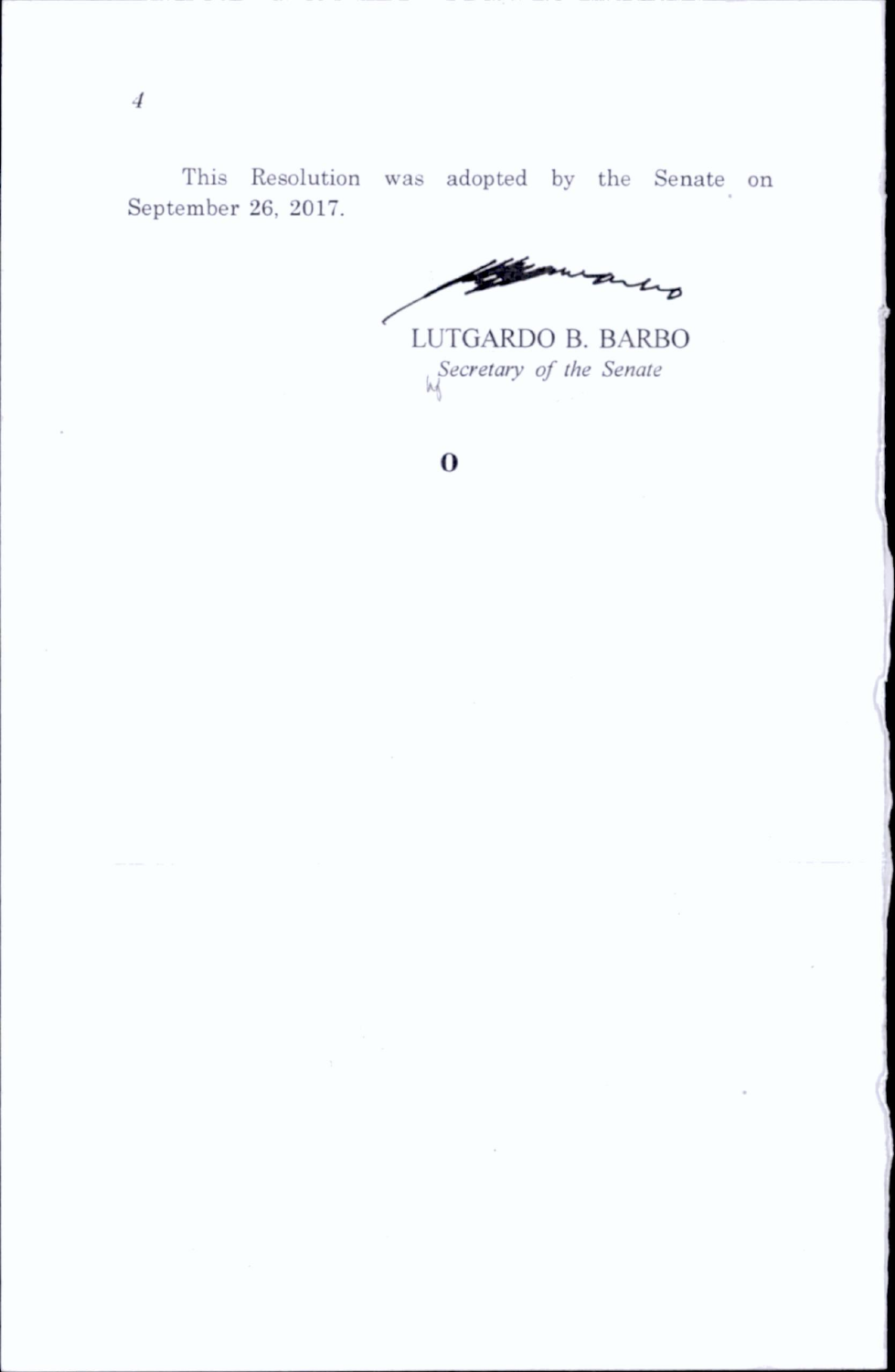This Resolution was adopted by the Senate on September 26, 2017.

LUTGARDO B. BARBO
*Secretary of the Senate*

O